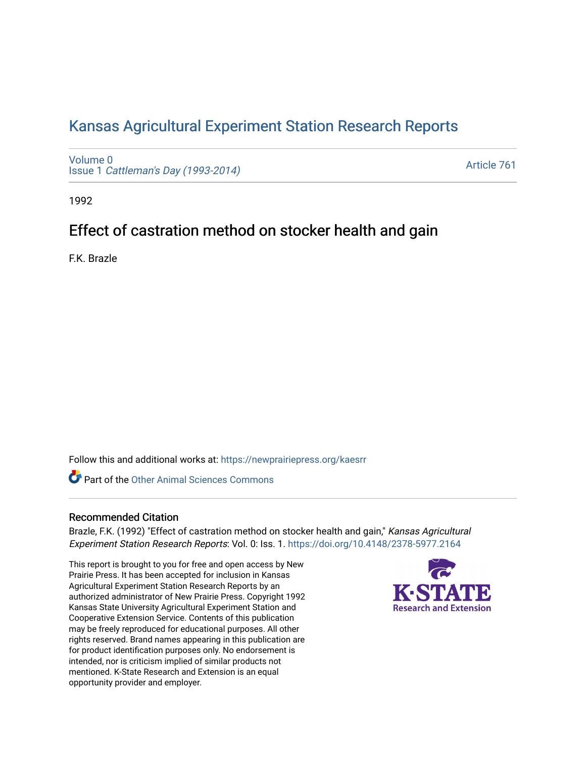# Kansas Agricultural Experiment Station Research Reports

Volume 0
Issue 1 *Cattleman's Day (1993-2014)*

Article 761

1992

## Effect of castration method on stocker health and gain

F.K. Brazle

Follow this and additional works at: https://newprairiepress.org/kaesrr

Part of the Other Animal Sciences Commons

### Recommended Citation

Brazle, F.K. (1992) "Effect of castration method on stocker health and gain," *Kansas Agricultural Experiment Station Research Reports*: Vol. 0: Iss. 1. https://doi.org/10.4148/2378-5977.2164

This report is brought to you for free and open access by New Prairie Press. It has been accepted for inclusion in Kansas Agricultural Experiment Station Research Reports by an authorized administrator of New Prairie Press. Copyright 1992 Kansas State University Agricultural Experiment Station and Cooperative Extension Service. Contents of this publication may be freely reproduced for educational purposes. All other rights reserved. Brand names appearing in this publication are for product identification purposes only. No endorsement is intended, nor is criticism implied of similar products not mentioned. K-State Research and Extension is an equal opportunity provider and employer.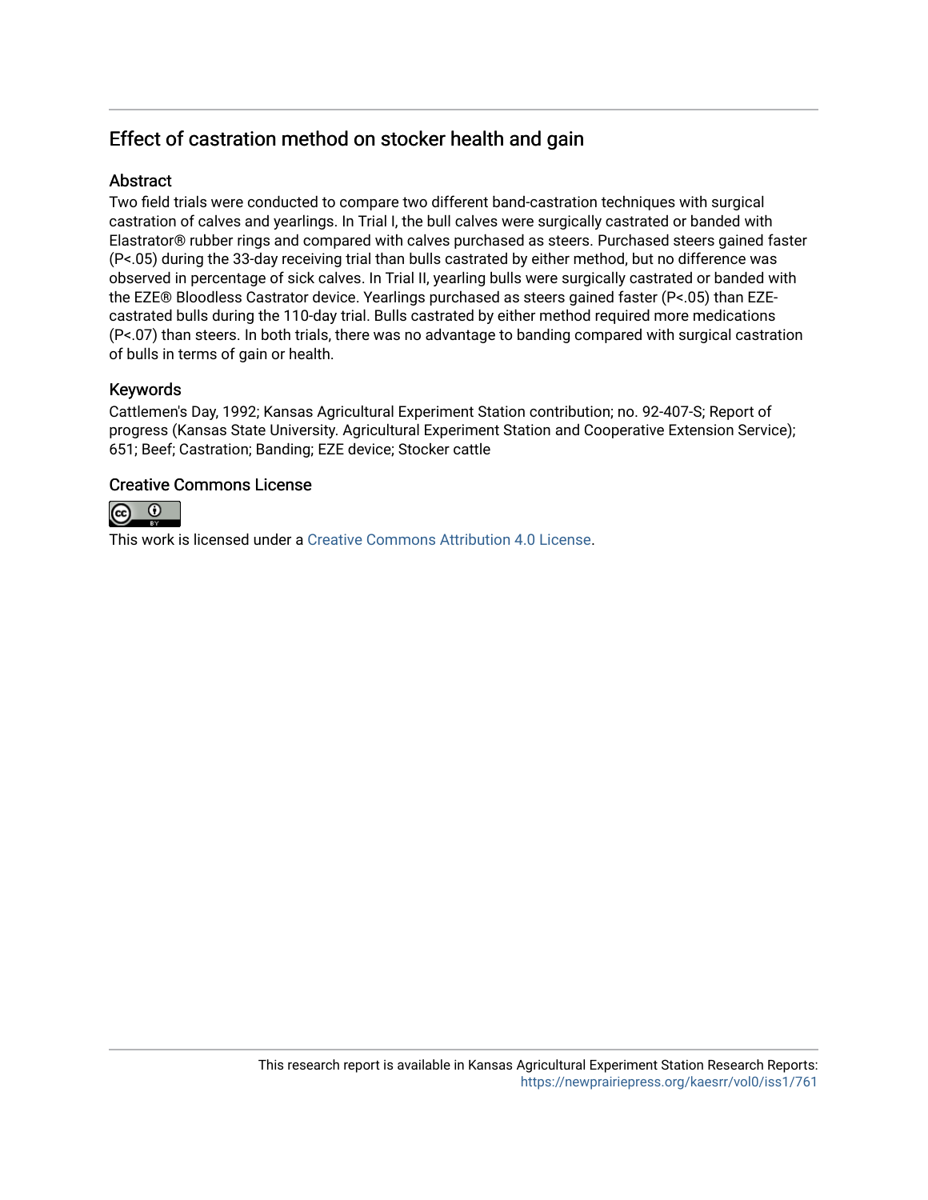## Effect of castration method on stocker health and gain

### Abstract

Two field trials were conducted to compare two different band-castration techniques with surgical castration of calves and yearlings. In Trial I, the bull calves were surgically castrated or banded with Elastrator® rubber rings and compared with calves purchased as steers. Purchased steers gained faster (P<.05) during the 33-day receiving trial than bulls castrated by either method, but no difference was observed in percentage of sick calves. In Trial II, yearling bulls were surgically castrated or banded with the EZE® Bloodless Castrator device. Yearlings purchased as steers gained faster (P<.05) than EZE-castrated bulls during the 110-day trial. Bulls castrated by either method required more medications (P<.07) than steers. In both trials, there was no advantage to banding compared with surgical castration of bulls in terms of gain or health.

### Keywords

Cattlemen's Day, 1992; Kansas Agricultural Experiment Station contribution; no. 92-407-S; Report of progress (Kansas State University. Agricultural Experiment Station and Cooperative Extension Service); 651; Beef; Castration; Banding; EZE device; Stocker cattle

### Creative Commons License

This work is licensed under a Creative Commons Attribution 4.0 License.

This research report is available in Kansas Agricultural Experiment Station Research Reports: https://newprairiepress.org/kaesrr/vol0/iss1/761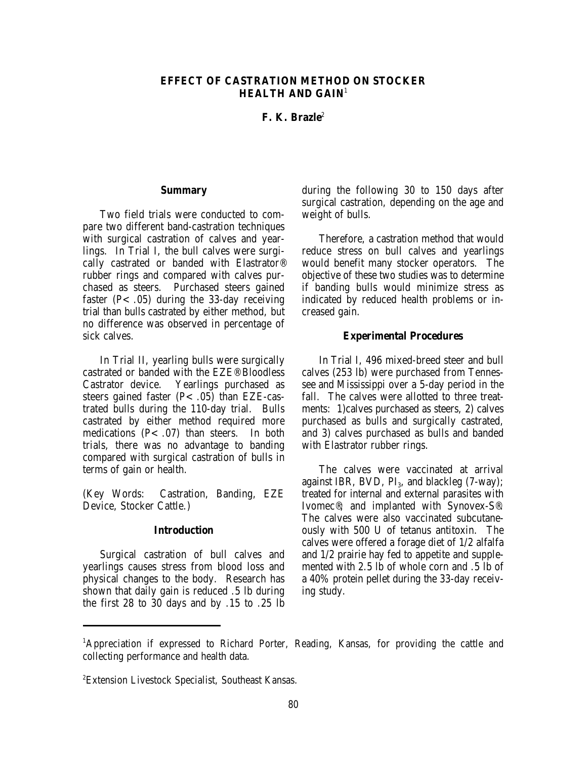# EFFECT OF CASTRATION METHOD ON STOCKER HEALTH AND GAIN[1]

**F. K. Brazle**[2]

## Summary

Two field trials were conducted to compare two different band-castration techniques with surgical castration of calves and yearlings. In Trial I, the bull calves were surgically castrated or banded with Elastrator® rubber rings and compared with calves purchased as steers. Purchased steers gained faster ($P< .05$) during the 33-day receiving trial than bulls castrated by either method, but no difference was observed in percentage of sick calves.

In Trial II, yearling bulls were surgically castrated or banded with the EZE® Bloodless Castrator device. Yearlings purchased as steers gained faster ($P< .05$) than EZE-castrated bulls during the 110-day trial. Bulls castrated by either method required more medications ($P< .07$) than steers. In both trials, there was no advantage to banding compared with surgical castration of bulls in terms of gain or health.

(Key Words: Castration, Banding, EZE Device, Stocker Cattle.)

## Introduction

Surgical castration of bull calves and yearlings causes stress from blood loss and physical changes to the body. Research has shown that daily gain is reduced .5 lb during the first 28 to 30 days and by .15 to .25 lb during the following 30 to 150 days after surgical castration, depending on the age and weight of bulls.

Therefore, a castration method that would reduce stress on bull calves and yearlings would benefit many stocker operators. The objective of these two studies was to determine if banding bulls would minimize stress as indicated by reduced health problems or increased gain.

## Experimental Procedures

In Trial I, 496 mixed-breed steer and bull calves (253 lb) were purchased from Tennessee and Mississippi over a 5-day period in the fall. The calves were allotted to three treatments: 1) calves purchased as steers, 2) calves purchased as bulls and surgically castrated, and 3) calves purchased as bulls and banded with Elastrator rubber rings.

The calves were vaccinated at arrival against IBR, BVD, $PI_3$, and blackleg (7-way); treated for internal and external parasites with Ivomec®; and implanted with Synovex-S®. The calves were also vaccinated subcutaneously with 500 U of tetanus antitoxin. The calves were offered a forage diet of 1/2 alfalfa and 1/2 prairie hay fed to appetite and supplemented with 2.5 lb of whole corn and .5 lb of a 40% protein pellet during the 33-day receiving study.

---

[1] Appreciation if expressed to Richard Porter, Reading, Kansas, for providing the cattle and collecting performance and health data.

[2] Extension Livestock Specialist, Southeast Kansas.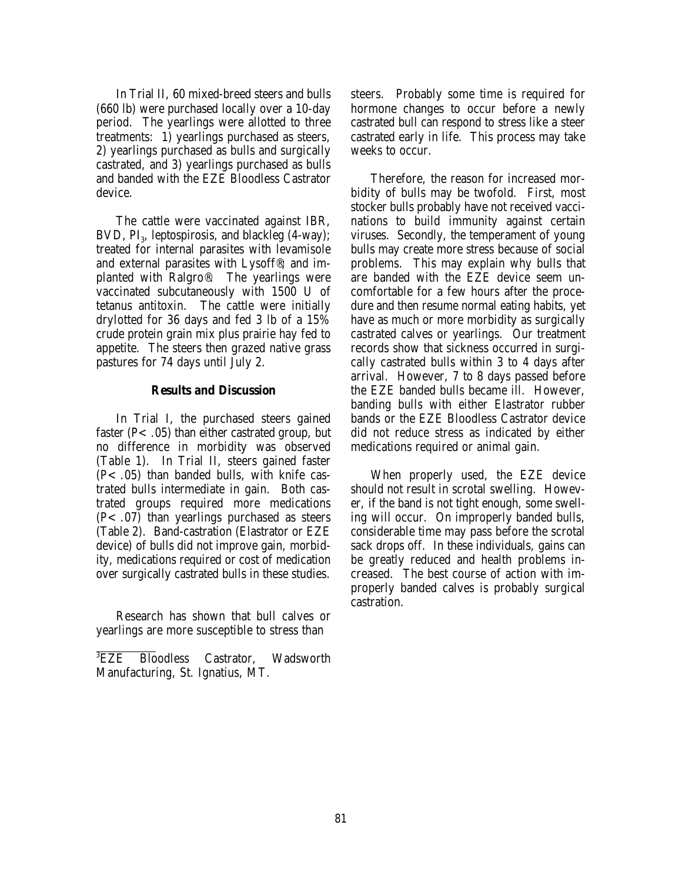In Trial II, 60 mixed-breed steers and bulls (660 lb) were purchased locally over a 10-day period. The yearlings were allotted to three treatments: 1) yearlings purchased as steers, 2) yearlings purchased as bulls and surgically castrated, and 3) yearlings purchased as bulls and banded with the EZE Bloodless Castrator device.

The cattle were vaccinated against IBR, BVD, $PI_3$, leptospirosis, and blackleg (4-way); treated for internal parasites with levamisole and external parasites with Lysoff®, and implanted with Ralgro®. The yearlings were vaccinated subcutaneously with 1500 U of tetanus antitoxin. The cattle were initially drylotted for 36 days and fed 3 lb of a 15% crude protein grain mix plus prairie hay fed to appetite. The steers then grazed native grass pastures for 74 days until July 2.

## Results and Discussion

In Trial I, the purchased steers gained faster ($P < .05$) than either castrated group, but no difference in morbidity was observed (Table 1). In Trial II, steers gained faster ($P < .05$) than banded bulls, with knife castrated bulls intermediate in gain. Both castrated groups required more medications ($P < .07$) than yearlings purchased as steers (Table 2). Band-castration (Elastrator or EZE device) of bulls did not improve gain, morbidity, medications required or cost of medication over surgically castrated bulls in these studies.

Research has shown that bull calves or yearlings are more susceptible to stress than steers. Probably some time is required for hormone changes to occur before a newly castrated bull can respond to stress like a steer castrated early in life. This process may take weeks to occur.

Therefore, the reason for increased morbidity of bulls may be twofold. First, most stocker bulls probably have not received vaccinations to build immunity against certain viruses. Secondly, the temperament of young bulls may create more stress because of social problems. This may explain why bulls that are banded with the EZE device seem uncomfortable for a few hours after the procedure and then resume normal eating habits, yet have as much or more morbidity as surgically castrated calves or yearlings. Our treatment records show that sickness occurred in surgically castrated bulls within 3 to 4 days after arrival. However, 7 to 8 days passed before the EZE banded bulls became ill. However, banding bulls with either Elastrator rubber bands or the EZE Bloodless Castrator device did not reduce stress as indicated by either medications required or animal gain.

When properly used, the EZE device should not result in scrotal swelling. However, if the band is not tight enough, some swelling will occur. On improperly banded bulls, considerable time may pass before the scrotal sack drops off. In these individuals, gains can be greatly reduced and health problems increased. The best course of action with improperly banded calves is probably surgical castration.

---

[3]EZE Bloodless Castrator, Wadsworth Manufacturing, St. Ignatius, MT.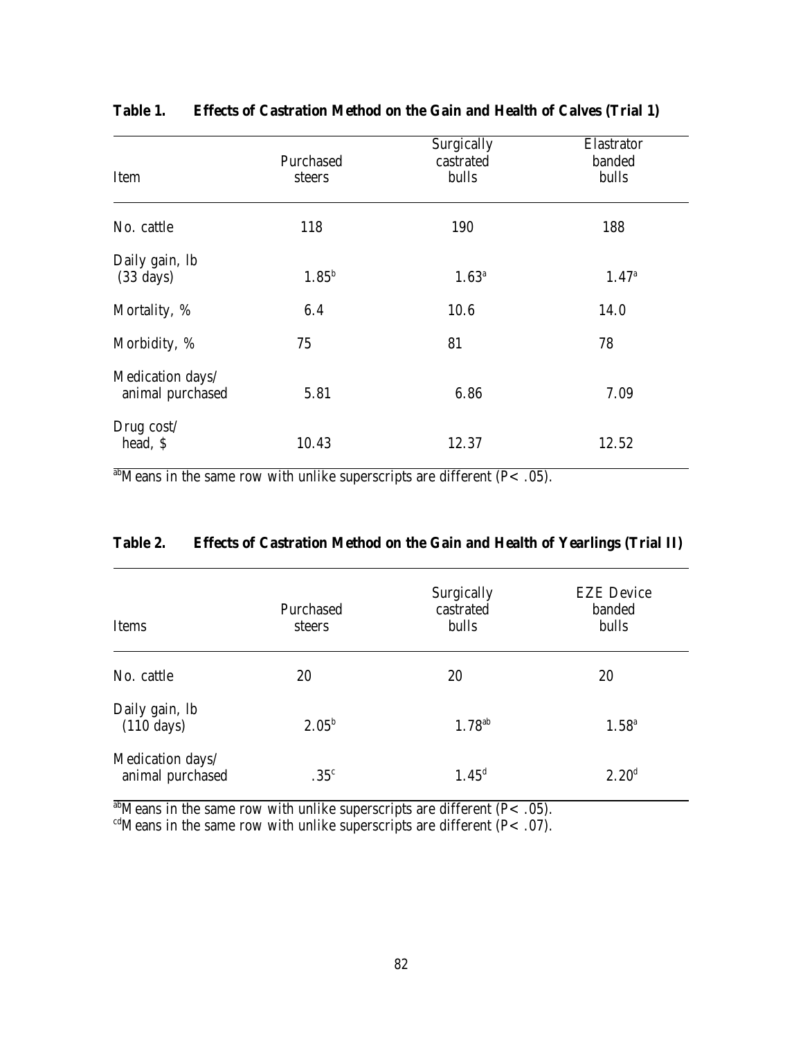**Table 1. Effects of Castration Method on the Gain and Health of Calves (Trial 1)**

| Item | Purchased steers | Surgically castrated bulls | Elastrator banded bulls |
|---|---|---|---|
| No. cattle | 118 | 190 | 188 |
| Daily gain, lb (33 days) | 1.85[b] | 1.63[a] | 1.47[a] |
| Mortality, % | 6.4 | 10.6 | 14.0 |
| Morbidity, % | 75 | 81 | 78 |
| Medication days/ animal purchased | 5.81 | 6.86 | 7.09 |
| Drug cost/ head, $ | 10.43 | 12.37 | 12.52 |

[ab]Means in the same row with unlike superscripts are different ($P < .05$).

**Table 2. Effects of Castration Method on the Gain and Health of Yearlings (Trial II)**

| Items | Purchased steers | Surgically castrated bulls | EZE Device banded bulls |
|---|---|---|---|
| No. cattle | 20 | 20 | 20 |
| Daily gain, lb (110 days) | 2.05[b] | 1.78[ab] | 1.58[a] |
| Medication days/ animal purchased | .35[c] | 1.45[d] | 2.20[d] |

[ab]Means in the same row with unlike superscripts are different ($P < .05$).
[cd]Means in the same row with unlike superscripts are different ($P < .07$).